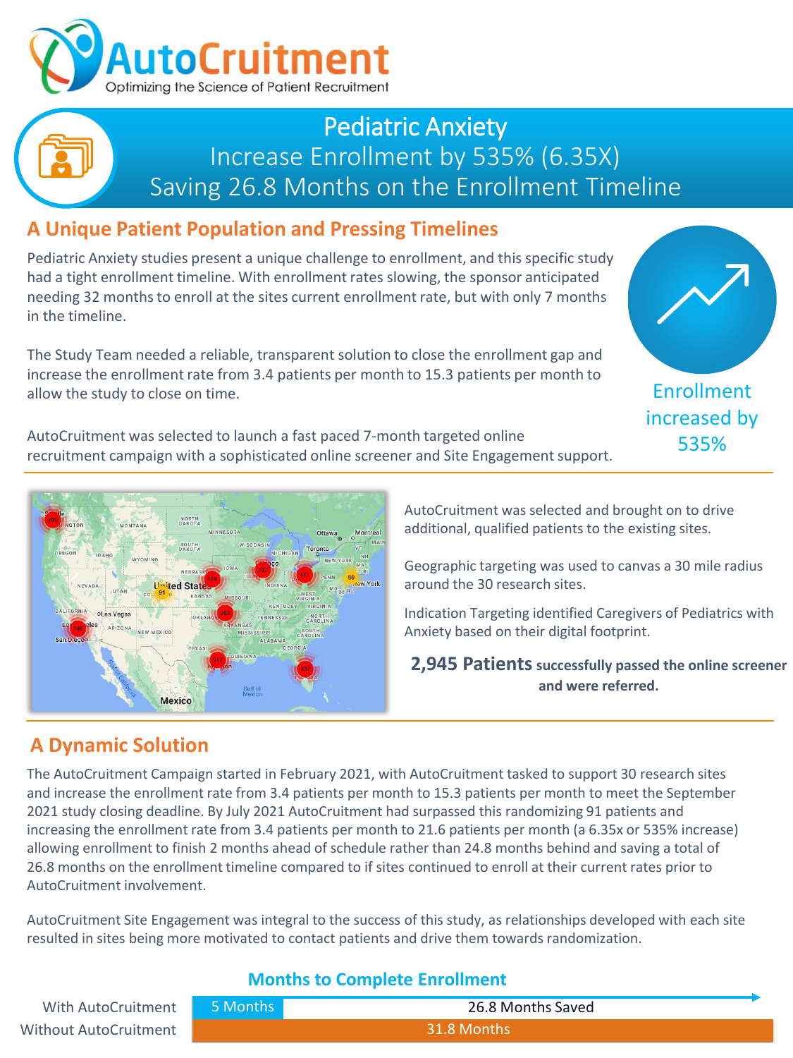# AutoCruitment

Optimizing the Science of Patient Recruitment

## Pediatric Anxiety

Increase Enrollment by 535% (6.35X)

Saving 26.8 Months on the Enrollment Timeline

## A Unique Patient Population and Pressing Timelines

Pediatric Anxiety studies present a unique challenge to enrollment, and this specific study had a tight enrollment timeline. With enrollment rates slowing, the sponsor anticipated needing 32 months to enroll at the sites current enrollment rate, but with only 7 months in the timeline.

The Study Team needed a reliable, transparent solution to close the enrollment gap and increase the enrollment rate from 3.4 patients per month to 15.3 patients per month to allow the study to close on time.

AutoCruitment was selected to launch a fast paced 7-month targeted online recruitment campaign with a sophisticated online screener and Site Engagement support.

Enrollment increased by 535%

AutoCruitment was selected and brought on to drive additional, qualified patients to the existing sites.

Geographic targeting was used to canvas a 30 mile radius around the 30 research sites.

Indication Targeting identified Caregivers of Pediatrics with Anxiety based on their digital footprint.

**2,945 Patients successfully passed the online screener and were referred.**

## A Dynamic Solution

The AutoCruitment Campaign started in February 2021, with AutoCruitment tasked to support 30 research sites and increase the enrollment rate from 3.4 patients per month to 15.3 patients per month to meet the September 2021 study closing deadline. By July 2021 AutoCruitment had surpassed this randomizing 91 patients and increasing the enrollment rate from 3.4 patients per month to 21.6 patients per month (a 6.35x or 535% increase) allowing enrollment to finish 2 months ahead of schedule rather than 24.8 months behind and saving a total of 26.8 months on the enrollment timeline compared to if sites continued to enroll at their current rates prior to AutoCruitment involvement.

AutoCruitment Site Engagement was integral to the success of this study, as relationships developed with each site resulted in sites being more motivated to contact patients and drive them towards randomization.

### Months to Complete Enrollment

| | |
|---|---|
| With AutoCruitment | 5 Months — 26.8 Months Saved |
| Without AutoCruitment | 31.8 Months |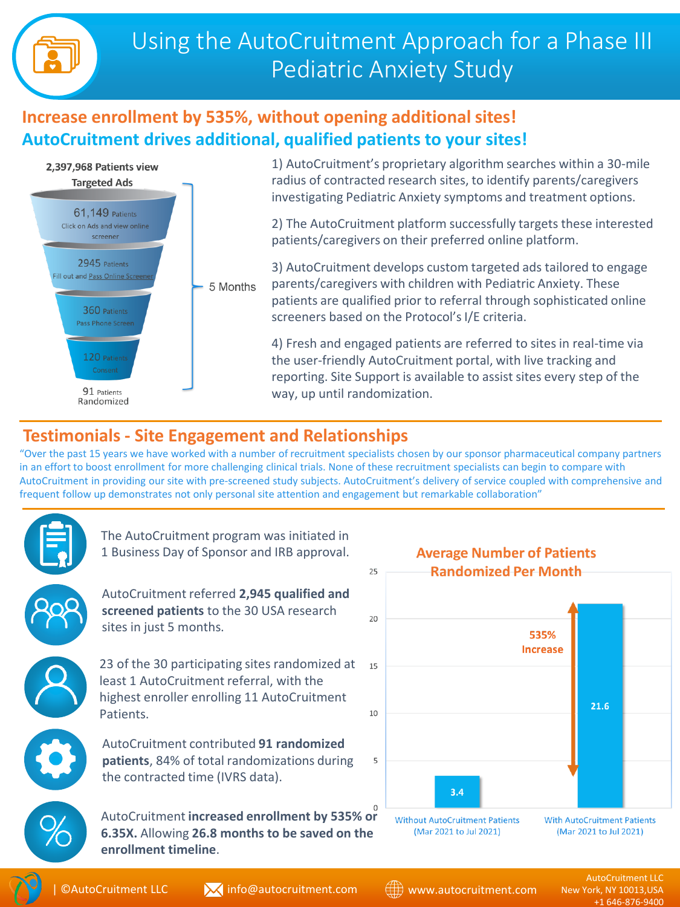# Using the AutoCruitment Approach for a Phase III Pediatric Anxiety Study

## Increase enrollment by 535%, without opening additional sites!

## AutoCruitment drives additional, qualified patients to your sites!

2,397,968 Patients view Targeted Ads

61,149 Patients
Click on Ads and view online screener

2945 Patients
Fill out and Pass Online Screener

360 Patients
Pass Phone Screen

120 Patients
Consent

91 Patients
Randomized

5 Months

1) AutoCruitment's proprietary algorithm searches within a 30-mile radius of contracted research sites, to identify parents/caregivers investigating Pediatric Anxiety symptoms and treatment options.

2) The AutoCruitment platform successfully targets these interested patients/caregivers on their preferred online platform.

3) AutoCruitment develops custom targeted ads tailored to engage parents/caregivers with children with Pediatric Anxiety. These patients are qualified prior to referral through sophisticated online screeners based on the Protocol's I/E criteria.

4) Fresh and engaged patients are referred to sites in real-time via the user-friendly AutoCruitment portal, with live tracking and reporting. Site Support is available to assist sites every step of the way, up until randomization.

## Testimonials - Site Engagement and Relationships

"Over the past 15 years we have worked with a number of recruitment specialists chosen by our sponsor pharmaceutical company partners in an effort to boost enrollment for more challenging clinical trials. None of these recruitment specialists can begin to compare with AutoCruitment in providing our site with pre-screened study subjects. AutoCruitment's delivery of service coupled with comprehensive and frequent follow up demonstrates not only personal site attention and engagement but remarkable collaboration"

The AutoCruitment program was initiated in 1 Business Day of Sponsor and IRB approval.

AutoCruitment referred **2,945 qualified and screened patients** to the 30 USA research sites in just 5 months.

23 of the 30 participating sites randomized at least 1 AutoCruitment referral, with the highest enroller enrolling 11 AutoCruitment Patients.

AutoCruitment contributed **91 randomized patients**, 84% of total randomizations during the contracted time (IVRS data).

AutoCruitment **increased enrollment by 535% or 6.35X. Allowing 26.8 months to be saved on the enrollment timeline**.

### Average Number of Patients Randomized Per Month

0
5
10
15
20
25

3.4
21.6

535% Increase

Without AutoCruitment Patients (Mar 2021 to Jul 2021)

With AutoCruitment Patients (Mar 2021 to Jul 2021)

| ©AutoCruitment LLC   info@autocruitment.com   www.autocruitment.com

AutoCruitment LLC
New York, NY 10013,USA
+1 646-876-9400